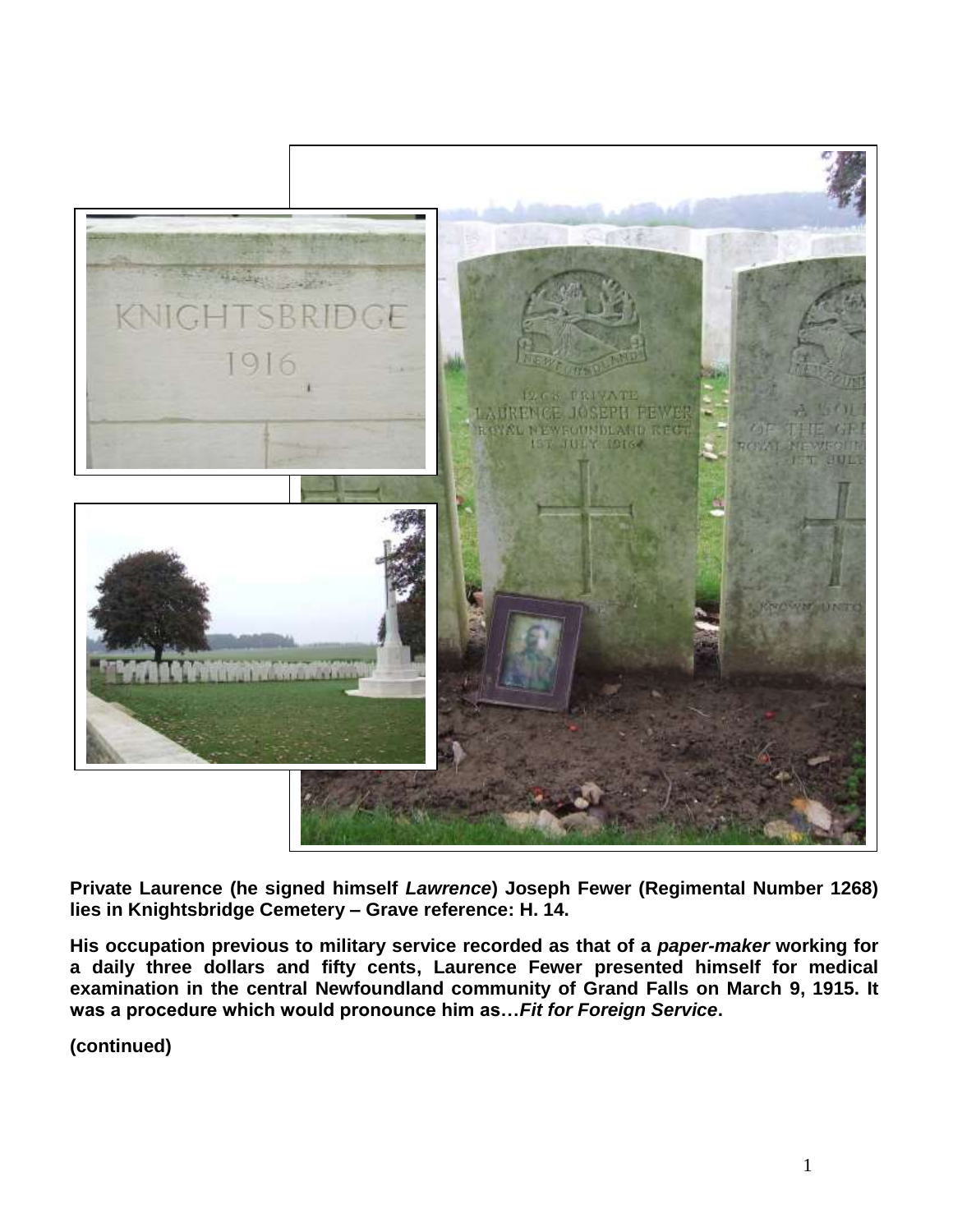**Private Laurence (he signed himself *Lawrence*) Joseph Fewer (Regimental Number 1268) lies in Knightsbridge Cemetery – Grave reference: H. 14.**

**His occupation previous to military service recorded as that of a *paper-maker* working for a daily three dollars and fifty cents, Laurence Fewer presented himself for medical examination in the central Newfoundland community of Grand Falls on March 9, 1915. It was a procedure which would pronounce him as…*Fit for Foreign Service*.**

**(continued)**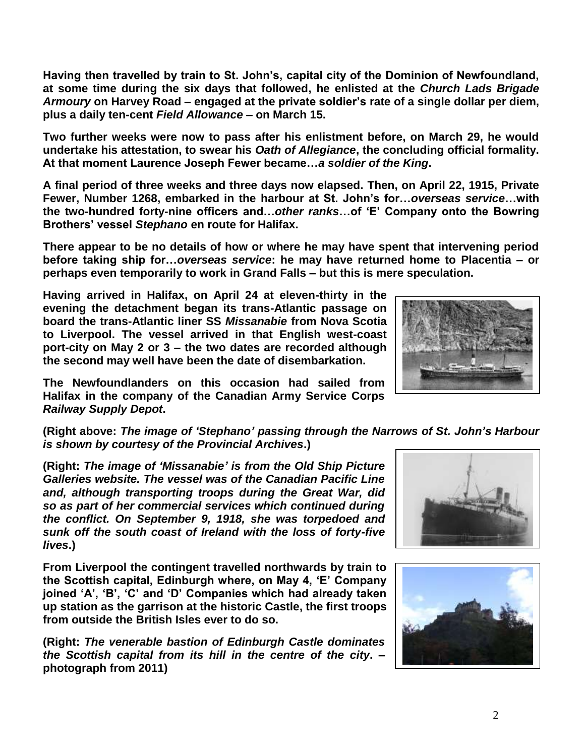**Having then travelled by train to St. John's, capital city of the Dominion of Newfoundland, at some time during the six days that followed, he enlisted at the *Church Lads Brigade Armoury* on Harvey Road – engaged at the private soldier's rate of a single dollar per diem, plus a daily ten-cent *Field Allowance* – on March 15.**

**Two further weeks were now to pass after his enlistment before, on March 29, he would undertake his attestation, to swear his *Oath of Allegiance*, the concluding official formality. At that moment Laurence Joseph Fewer became…*a soldier of the King*.**

**A final period of three weeks and three days now elapsed. Then, on April 22, 1915, Private Fewer, Number 1268, embarked in the harbour at St. John's for…*overseas service*…with the two-hundred forty-nine officers and…*other ranks*…of 'E' Company onto the Bowring Brothers' vessel *Stephano* en route for Halifax.**

**There appear to be no details of how or where he may have spent that intervening period before taking ship for…*overseas service*: he may have returned home to Placentia – or perhaps even temporarily to work in Grand Falls – but this is mere speculation.**

**Having arrived in Halifax, on April 24 at eleven-thirty in the evening the detachment began its trans-Atlantic passage on board the trans-Atlantic liner SS *Missanabie* from Nova Scotia to Liverpool. The vessel arrived in that English west-coast port-city on May 2 or 3 – the two dates are recorded although the second may well have been the date of disembarkation.**

**The Newfoundlanders on this occasion had sailed from Halifax in the company of the Canadian Army Service Corps *Railway Supply Depot*.**

**(Right above: *The image of 'Stephano' passing through the Narrows of St. John's Harbour is shown by courtesy of the Provincial Archives*.)**

**(Right: *The image of 'Missanabie' is from the Old Ship Picture Galleries website. The vessel was of the Canadian Pacific Line and, although transporting troops during the Great War, did so as part of her commercial services which continued during the conflict. On September 9, 1918, she was torpedoed and sunk off the south coast of Ireland with the loss of forty-five lives*.)**

**From Liverpool the contingent travelled northwards by train to the Scottish capital, Edinburgh where, on May 4, 'E' Company joined 'A', 'B', 'C' and 'D' Companies which had already taken up station as the garrison at the historic Castle, the first troops from outside the British Isles ever to do so.**

**(Right: *The venerable bastion of Edinburgh Castle dominates the Scottish capital from its hill in the centre of the city*. – photograph from 2011)**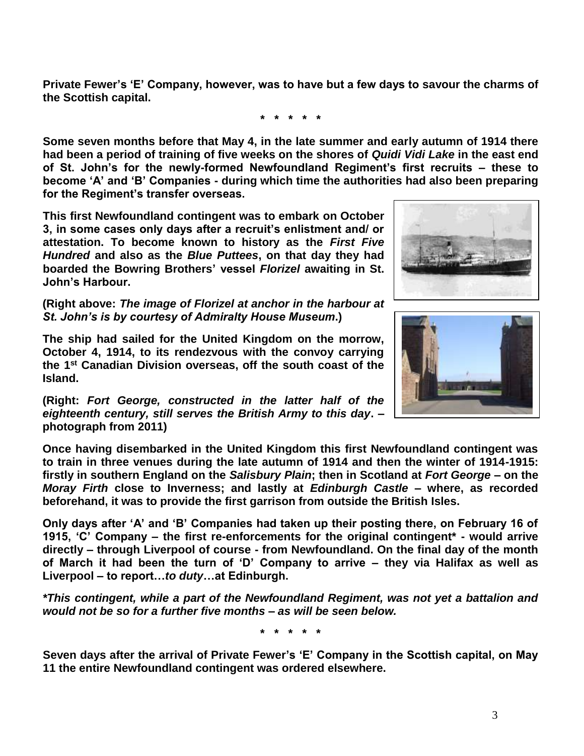**Private Fewer's 'E' Company, however, was to have but a few days to savour the charms of the Scottish capital.**

**\* \* \* \* \***

**Some seven months before that May 4, in the late summer and early autumn of 1914 there had been a period of training of five weeks on the shores of *Quidi Vidi Lake* in the east end of St. John's for the newly-formed Newfoundland Regiment's first recruits – these to become 'A' and 'B' Companies - during which time the authorities had also been preparing for the Regiment's transfer overseas.**

**This first Newfoundland contingent was to embark on October 3, in some cases only days after a recruit's enlistment and/ or attestation. To become known to history as the *First Five Hundred* and also as the *Blue Puttees*, on that day they had boarded the Bowring Brothers' vessel *Florizel* awaiting in St. John's Harbour.**

**(Right above: *The image of Florizel at anchor in the harbour at St. John's is by courtesy of Admiralty House Museum*.)**

**The ship had sailed for the United Kingdom on the morrow, October 4, 1914, to its rendezvous with the convoy carrying the 1st Canadian Division overseas, off the south coast of the Island.**

**(Right: *Fort George, constructed in the latter half of the eighteenth century, still serves the British Army to this day*. – photograph from 2011)**

**Once having disembarked in the United Kingdom this first Newfoundland contingent was to train in three venues during the late autumn of 1914 and then the winter of 1914-1915: firstly in southern England on the *Salisbury Plain*; then in Scotland at *Fort George* – on the *Moray Firth* close to Inverness; and lastly at *Edinburgh Castle* – where, as recorded beforehand, it was to provide the first garrison from outside the British Isles.**

**Only days after 'A' and 'B' Companies had taken up their posting there, on February 16 of 1915, 'C' Company – the first re-enforcements for the original contingent\* - would arrive directly – through Liverpool of course - from Newfoundland. On the final day of the month of March it had been the turn of 'D' Company to arrive – they via Halifax as well as Liverpool – to report…*to duty*…at Edinburgh.**

***\*This contingent, while a part of the Newfoundland Regiment, was not yet a battalion and would not be so for a further five months – as will be seen below.***

**\* \* \* \* \***

**Seven days after the arrival of Private Fewer's 'E' Company in the Scottish capital, on May 11 the entire Newfoundland contingent was ordered elsewhere.**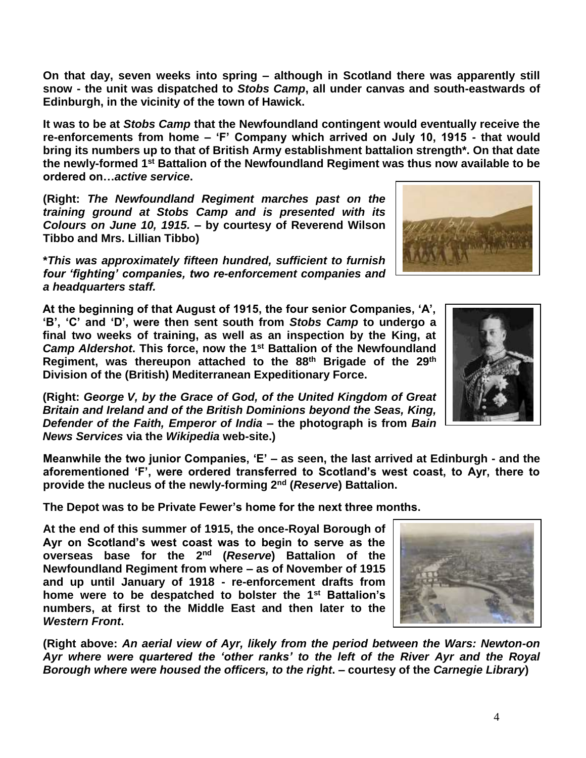**On that day, seven weeks into spring – although in Scotland there was apparently still snow - the unit was dispatched to *Stobs Camp*, all under canvas and south-eastwards of Edinburgh, in the vicinity of the town of Hawick.**

**It was to be at *Stobs Camp* that the Newfoundland contingent would eventually receive the re-enforcements from home – 'F' Company which arrived on July 10, 1915 - that would bring its numbers up to that of British Army establishment battalion strength\*. On that date the newly-formed 1st Battalion of the Newfoundland Regiment was thus now available to be ordered on…*active service*.**

**(Right: *The Newfoundland Regiment marches past on the training ground at Stobs Camp and is presented with its Colours on June 10, 1915.* – by courtesy of Reverend Wilson Tibbo and Mrs. Lillian Tibbo)**

**\**This was approximately fifteen hundred, sufficient to furnish four 'fighting' companies, two re-enforcement companies and a headquarters staff.***

**At the beginning of that August of 1915, the four senior Companies, 'A', 'B', 'C' and 'D', were then sent south from *Stobs Camp* to undergo a final two weeks of training, as well as an inspection by the King, at *Camp Aldershot*. This force, now the 1st Battalion of the Newfoundland Regiment, was thereupon attached to the 88th Brigade of the 29th Division of the (British) Mediterranean Expeditionary Force.**

**(Right: *George V, by the Grace of God, of the United Kingdom of Great Britain and Ireland and of the British Dominions beyond the Seas, King, Defender of the Faith, Emperor of India* – the photograph is from *Bain News Services* via the *Wikipedia* web-site.)**

**Meanwhile the two junior Companies, 'E' – as seen, the last arrived at Edinburgh - and the aforementioned 'F', were ordered transferred to Scotland's west coast, to Ayr, there to provide the nucleus of the newly-forming 2nd (*Reserve*) Battalion.**

**The Depot was to be Private Fewer's home for the next three months.**

**At the end of this summer of 1915, the once-Royal Borough of Ayr on Scotland's west coast was to begin to serve as the overseas base for the 2nd (*Reserve*) Battalion of the Newfoundland Regiment from where – as of November of 1915 and up until January of 1918 - re-enforcement drafts from home were to be despatched to bolster the 1st Battalion's numbers, at first to the Middle East and then later to the *Western Front*.**

**(Right above: *An aerial view of Ayr, likely from the period between the Wars: Newton-on Ayr where were quartered the 'other ranks' to the left of the River Ayr and the Royal Borough where were housed the officers, to the right*. – courtesy of the *Carnegie Library*)**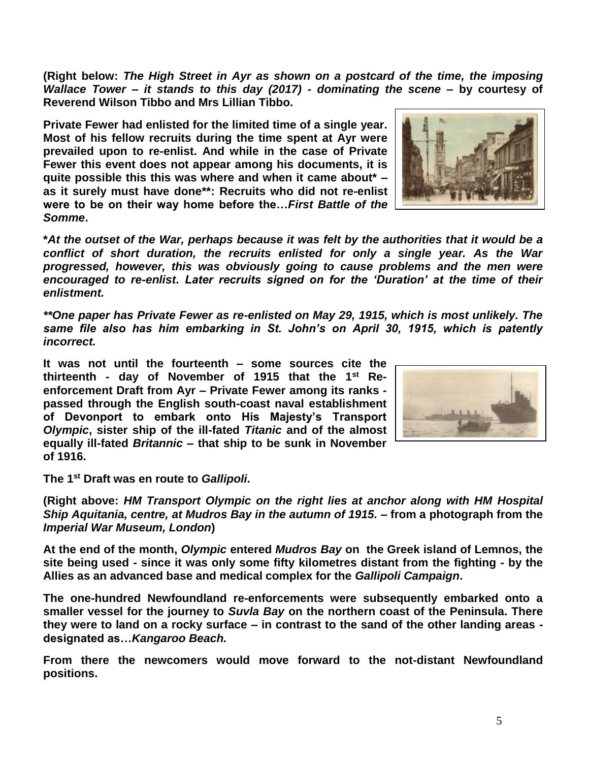**(Right below: *The High Street in Ayr as shown on a postcard of the time, the imposing Wallace Tower – it stands to this day (2017) - dominating the scene* – by courtesy of Reverend Wilson Tibbo and Mrs Lillian Tibbo.**

**Private Fewer had enlisted for the limited time of a single year. Most of his fellow recruits during the time spent at Ayr were prevailed upon to re-enlist. And while in the case of Private Fewer this event does not appear among his documents, it is quite possible this this was where and when it came about* – as it surely must have done**: Recruits who did not re-enlist were to be on their way home before the…*First Battle of the Somme*.**

***At the outset of the War, perhaps because it was felt by the authorities that it would be a conflict of short duration, the recruits enlisted for only a single year. As the War progressed, however, this was obviously going to cause problems and the men were encouraged to re-enlist. Later recruits signed on for the 'Duration' at the time of their enlistment.***

*****One paper has Private Fewer as re-enlisted on May 29, 1915, which is most unlikely. The same file also has him embarking in St. John's on April 30, 1915, which is patently incorrect.***

**It was not until the fourteenth – some sources cite the thirteenth - day of November of 1915 that the 1st Re-enforcement Draft from Ayr – Private Fewer among its ranks - passed through the English south-coast naval establishment of Devonport to embark onto His Majesty's Transport *Olympic*, sister ship of the ill-fated *Titanic* and of the almost equally ill-fated *Britannic* – that ship to be sunk in November of 1916.**

**The 1st Draft was en route to *Gallipoli*.**

**(Right above: *HM Transport Olympic on the right lies at anchor along with HM Hospital Ship Aquitania, centre, at Mudros Bay in the autumn of 1915.* – from a photograph from the *Imperial War Museum, London*)**

**At the end of the month, *Olympic* entered *Mudros Bay* on the Greek island of Lemnos, the site being used - since it was only some fifty kilometres distant from the fighting - by the Allies as an advanced base and medical complex for the *Gallipoli Campaign*.**

**The one-hundred Newfoundland re-enforcements were subsequently embarked onto a smaller vessel for the journey to *Suvla Bay* on the northern coast of the Peninsula. There they were to land on a rocky surface – in contrast to the sand of the other landing areas - designated as…*Kangaroo Beach.***

**From there the newcomers would move forward to the not-distant Newfoundland positions.**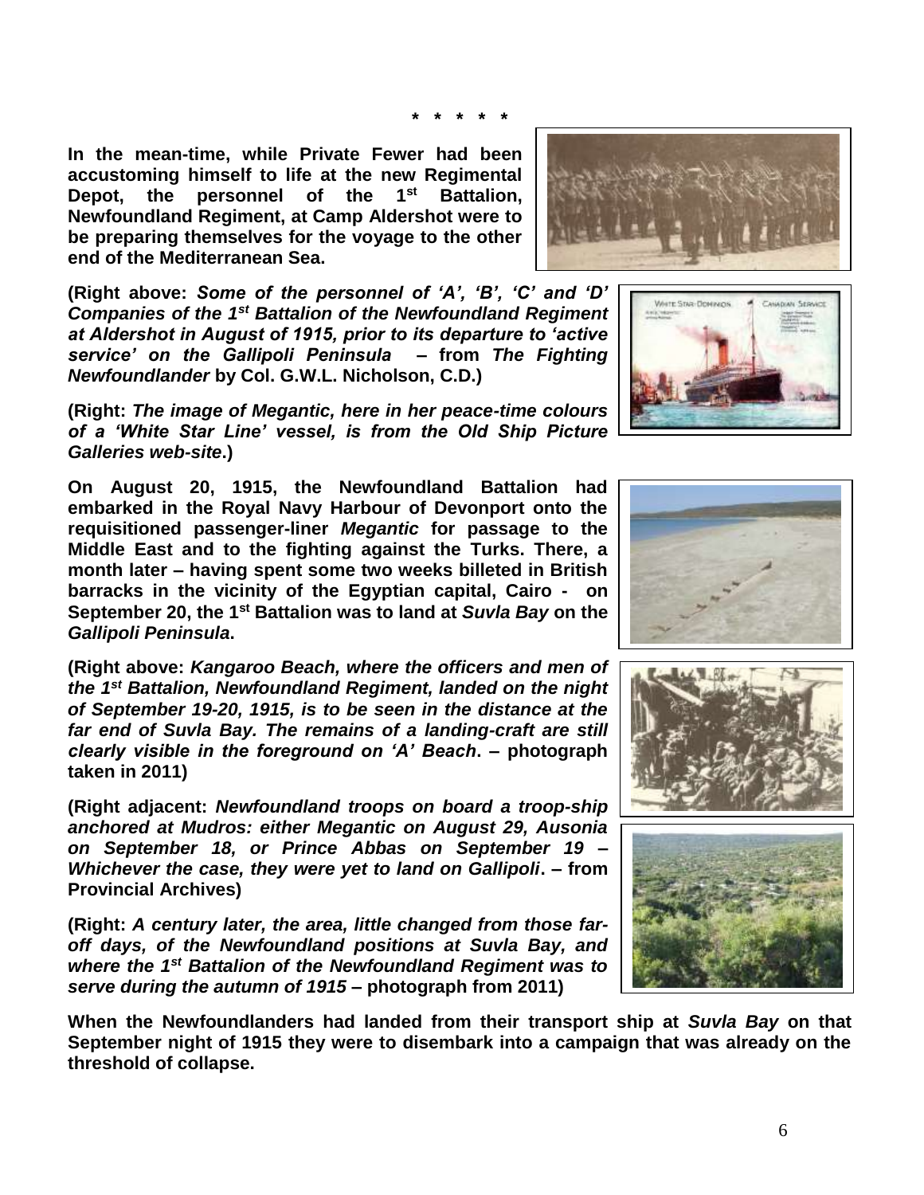**\* \* \* \* \***

**In the mean-time, while Private Fewer had been accustoming himself to life at the new Regimental Depot, the personnel of the 1st Battalion, Newfoundland Regiment, at Camp Aldershot were to be preparing themselves for the voyage to the other end of the Mediterranean Sea.**

**(Right above: *Some of the personnel of 'A', 'B', 'C' and 'D' Companies of the 1st Battalion of the Newfoundland Regiment at Aldershot in August of 1915, prior to its departure to 'active service' on the Gallipoli Peninsula* – from *The Fighting Newfoundlander* by Col. G.W.L. Nicholson, C.D.)**

**(Right: *The image of Megantic, here in her peace-time colours of a 'White Star Line' vessel, is from the Old Ship Picture Galleries web-site*.)**

**On August 20, 1915, the Newfoundland Battalion had embarked in the Royal Navy Harbour of Devonport onto the requisitioned passenger-liner *Megantic* for passage to the Middle East and to the fighting against the Turks. There, a month later – having spent some two weeks billeted in British barracks in the vicinity of the Egyptian capital, Cairo - on September 20, the 1st Battalion was to land at *Suvla Bay* on the *Gallipoli Peninsula*.**

**(Right above: *Kangaroo Beach, where the officers and men of the 1st Battalion, Newfoundland Regiment, landed on the night of September 19-20, 1915, is to be seen in the distance at the far end of Suvla Bay. The remains of a landing-craft are still clearly visible in the foreground on 'A' Beach*. – photograph taken in 2011)**

**(Right adjacent: *Newfoundland troops on board a troop-ship anchored at Mudros: either Megantic on August 29, Ausonia on September 18, or Prince Abbas on September 19 – Whichever the case, they were yet to land on Gallipoli*. – from Provincial Archives)**

**(Right: *A century later, the area, little changed from those far-off days, of the Newfoundland positions at Suvla Bay, and where the 1st Battalion of the Newfoundland Regiment was to serve during the autumn of 1915* – photograph from 2011)**

**When the Newfoundlanders had landed from their transport ship at *Suvla Bay* on that September night of 1915 they were to disembark into a campaign that was already on the threshold of collapse.**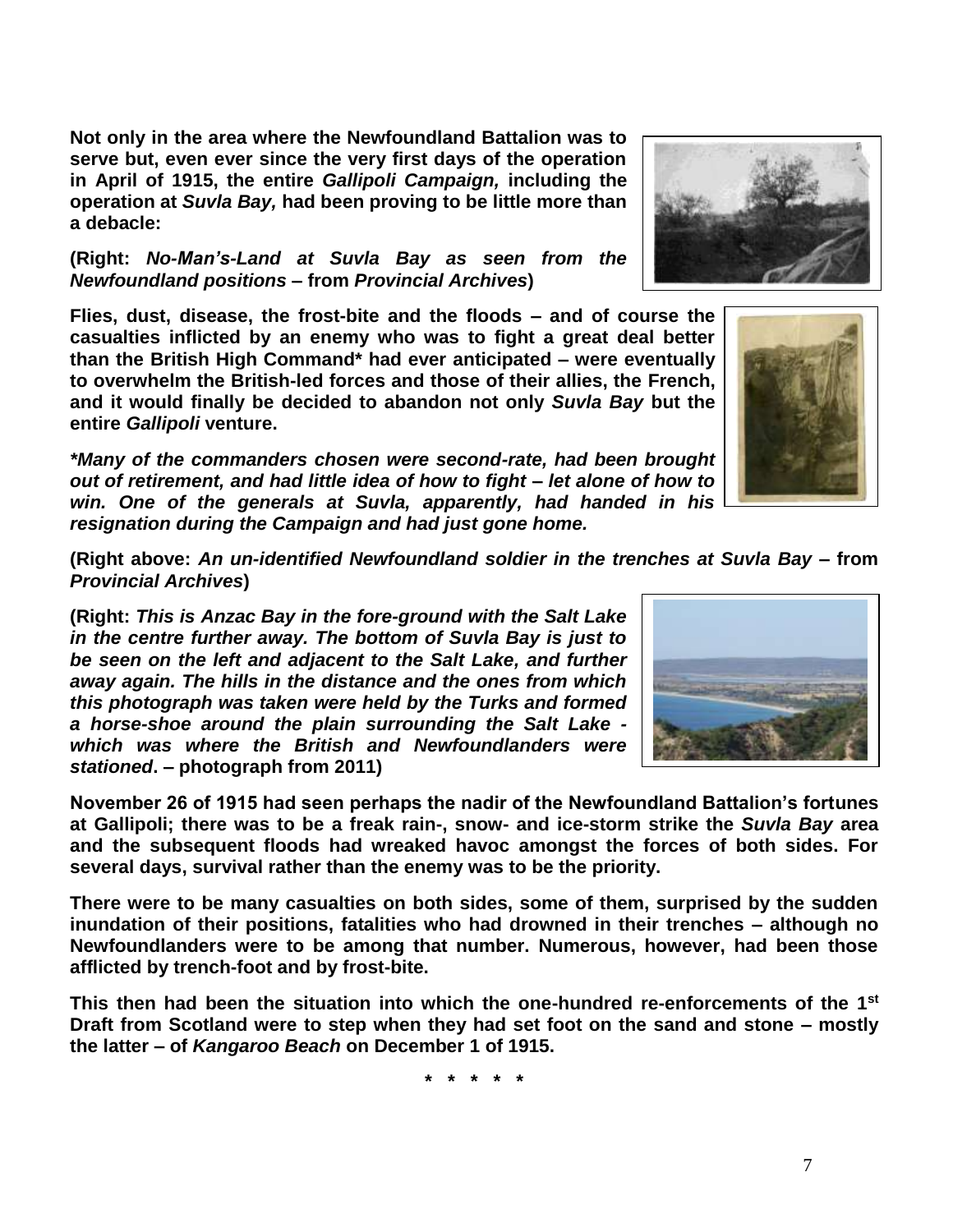**Not only in the area where the Newfoundland Battalion was to serve but, even ever since the very first days of the operation in April of 1915, the entire *Gallipoli Campaign,* including the operation at *Suvla Bay,* had been proving to be little more than a debacle:**

**(Right: *No-Man's-Land at Suvla Bay as seen from the Newfoundland positions* – from *Provincial Archives*)**

**Flies, dust, disease, the frost-bite and the floods – and of course the casualties inflicted by an enemy who was to fight a great deal better than the British High Command\* had ever anticipated – were eventually to overwhelm the British-led forces and those of their allies, the French, and it would finally be decided to abandon not only *Suvla Bay* but the entire *Gallipoli* venture.**

***\*Many of the commanders chosen were second-rate, had been brought out of retirement, and had little idea of how to fight – let alone of how to win. One of the generals at Suvla, apparently, had handed in his resignation during the Campaign and had just gone home.***

**(Right above: *An un-identified Newfoundland soldier in the trenches at Suvla Bay* – from *Provincial Archives*)**

**(Right: *This is Anzac Bay in the fore-ground with the Salt Lake in the centre further away. The bottom of Suvla Bay is just to be seen on the left and adjacent to the Salt Lake, and further away again. The hills in the distance and the ones from which this photograph was taken were held by the Turks and formed a horse-shoe around the plain surrounding the Salt Lake - which was where the British and Newfoundlanders were stationed*. – photograph from 2011)**

**November 26 of 1915 had seen perhaps the nadir of the Newfoundland Battalion's fortunes at Gallipoli; there was to be a freak rain-, snow- and ice-storm strike the *Suvla Bay* area and the subsequent floods had wreaked havoc amongst the forces of both sides. For several days, survival rather than the enemy was to be the priority.**

**There were to be many casualties on both sides, some of them, surprised by the sudden inundation of their positions, fatalities who had drowned in their trenches – although no Newfoundlanders were to be among that number. Numerous, however, had been those afflicted by trench-foot and by frost-bite.**

**This then had been the situation into which the one-hundred re-enforcements of the 1st Draft from Scotland were to step when they had set foot on the sand and stone – mostly the latter – of *Kangaroo Beach* on December 1 of 1915.**

**\* \* \* \* \***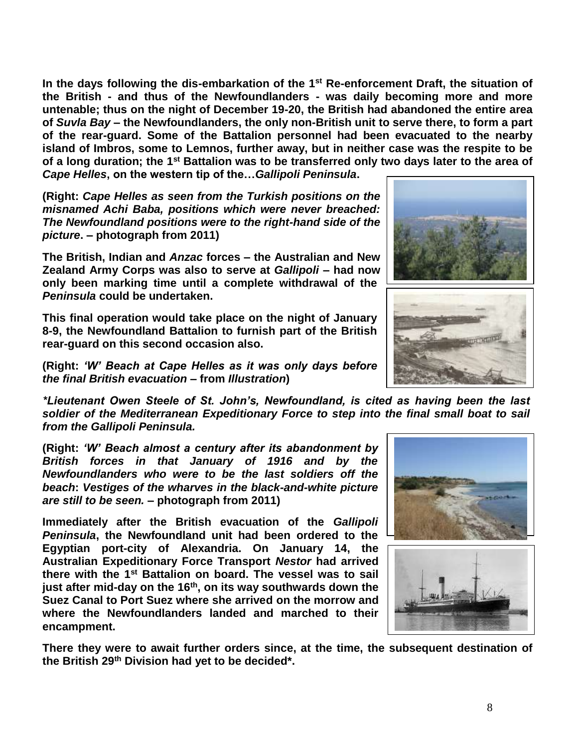**In the days following the dis-embarkation of the 1st Re-enforcement Draft, the situation of the British - and thus of the Newfoundlanders - was daily becoming more and more untenable; thus on the night of December 19-20, the British had abandoned the entire area of *Suvla Bay* – the Newfoundlanders, the only non-British unit to serve there, to form a part of the rear-guard. Some of the Battalion personnel had been evacuated to the nearby island of Imbros, some to Lemnos, further away, but in neither case was the respite to be of a long duration; the 1st Battalion was to be transferred only two days later to the area of *Cape Helles*, on the western tip of the…*Gallipoli Peninsula*.**

**(Right: *Cape Helles as seen from the Turkish positions on the misnamed Achi Baba, positions which were never breached: The Newfoundland positions were to the right-hand side of the picture*. – photograph from 2011)**

**The British, Indian and *Anzac* forces – the Australian and New Zealand Army Corps was also to serve at *Gallipoli* – had now only been marking time until a complete withdrawal of the *Peninsula* could be undertaken.**

**This final operation would take place on the night of January 8-9, the Newfoundland Battalion to furnish part of the British rear-guard on this second occasion also.**

**(Right: *'W' Beach at Cape Helles as it was only days before the final British evacuation* – from *Illustration*)**

***\*Lieutenant Owen Steele of St. John's, Newfoundland, is cited as having been the last soldier of the Mediterranean Expeditionary Force to step into the final small boat to sail from the Gallipoli Peninsula.***

**(Right: *'W' Beach almost a century after its abandonment by British forces in that January of 1916 and by the Newfoundlanders who were to be the last soldiers off the beach*: *Vestiges of the wharves in the black-and-white picture are still to be seen.* – photograph from 2011)**

**Immediately after the British evacuation of the *Gallipoli Peninsula*, the Newfoundland unit had been ordered to the Egyptian port-city of Alexandria. On January 14, the Australian Expeditionary Force Transport *Nestor* had arrived there with the 1st Battalion on board. The vessel was to sail just after mid-day on the 16th, on its way southwards down the Suez Canal to Port Suez where she arrived on the morrow and where the Newfoundlanders landed and marched to their encampment.**

**There they were to await further orders since, at the time, the subsequent destination of the British 29th Division had yet to be decided\*.**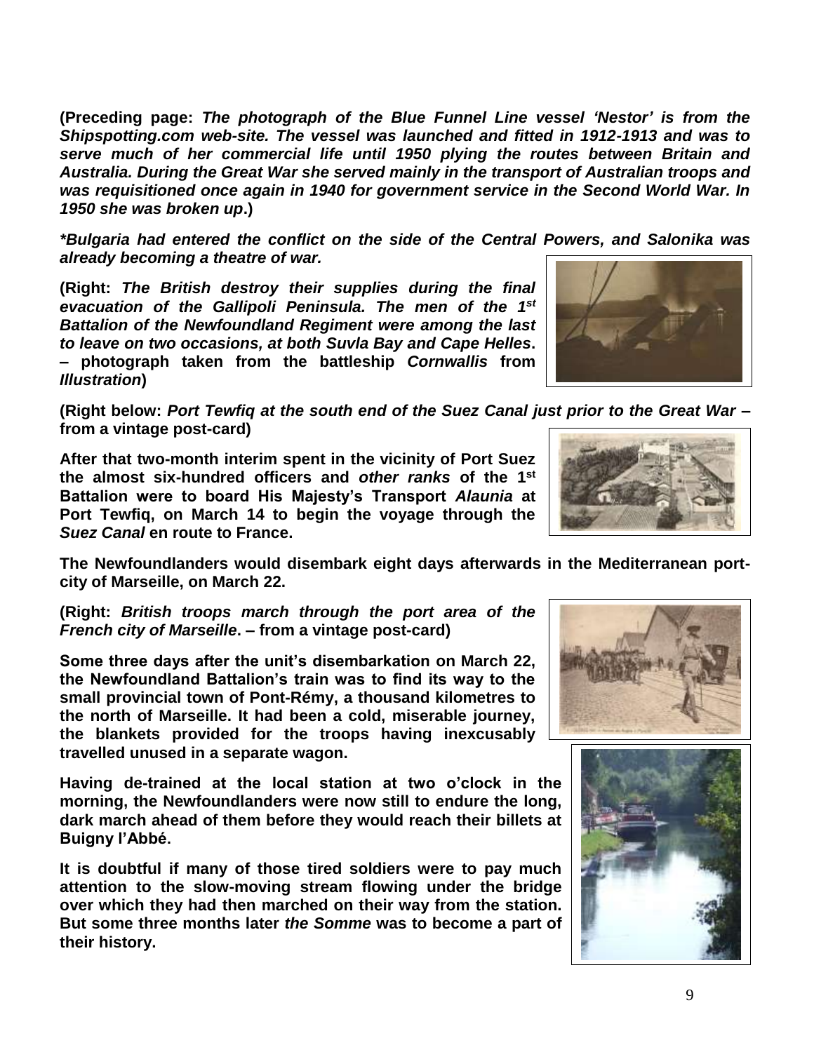**(Preceding page:** ***The photograph of the Blue Funnel Line vessel 'Nestor' is from the Shipspotting.com web-site. The vessel was launched and fitted in 1912-1913 and was to serve much of her commercial life until 1950 plying the routes between Britain and Australia. During the Great War she served mainly in the transport of Australian troops and was requisitioned once again in 1940 for government service in the Second World War. In 1950 she was broken up*****.)**

***\*Bulgaria had entered the conflict on the side of the Central Powers, and Salonika was already becoming a theatre of war.***

**(Right:** ***The British destroy their supplies during the final evacuation of the Gallipoli Peninsula. The men of the 1st Battalion of the Newfoundland Regiment were among the last to leave on two occasions, at both Suvla Bay and Cape Helles*****. – photograph taken from the battleship** ***Cornwallis*** **from** ***Illustration*****)**

**(Right below:** ***Port Tewfiq at the south end of the Suez Canal just prior to the Great War*** **– from a vintage post-card)**

**After that two-month interim spent in the vicinity of Port Suez the almost six-hundred officers and** ***other ranks*** **of the 1st Battalion were to board His Majesty's Transport** ***Alaunia*** **at Port Tewfiq, on March 14 to begin the voyage through the** ***Suez Canal*** **en route to France.**

**The Newfoundlanders would disembark eight days afterwards in the Mediterranean port-city of Marseille, on March 22.**

**(Right:** ***British troops march through the port area of the French city of Marseille*****. – from a vintage post-card)**

**Some three days after the unit's disembarkation on March 22, the Newfoundland Battalion's train was to find its way to the small provincial town of Pont-Rémy, a thousand kilometres to the north of Marseille. It had been a cold, miserable journey, the blankets provided for the troops having inexcusably travelled unused in a separate wagon.**

**Having de-trained at the local station at two o'clock in the morning, the Newfoundlanders were now still to endure the long, dark march ahead of them before they would reach their billets at Buigny l'Abbé.**

**It is doubtful if many of those tired soldiers were to pay much attention to the slow-moving stream flowing under the bridge over which they had then marched on their way from the station. But some three months later** ***the Somme*** **was to become a part of their history.**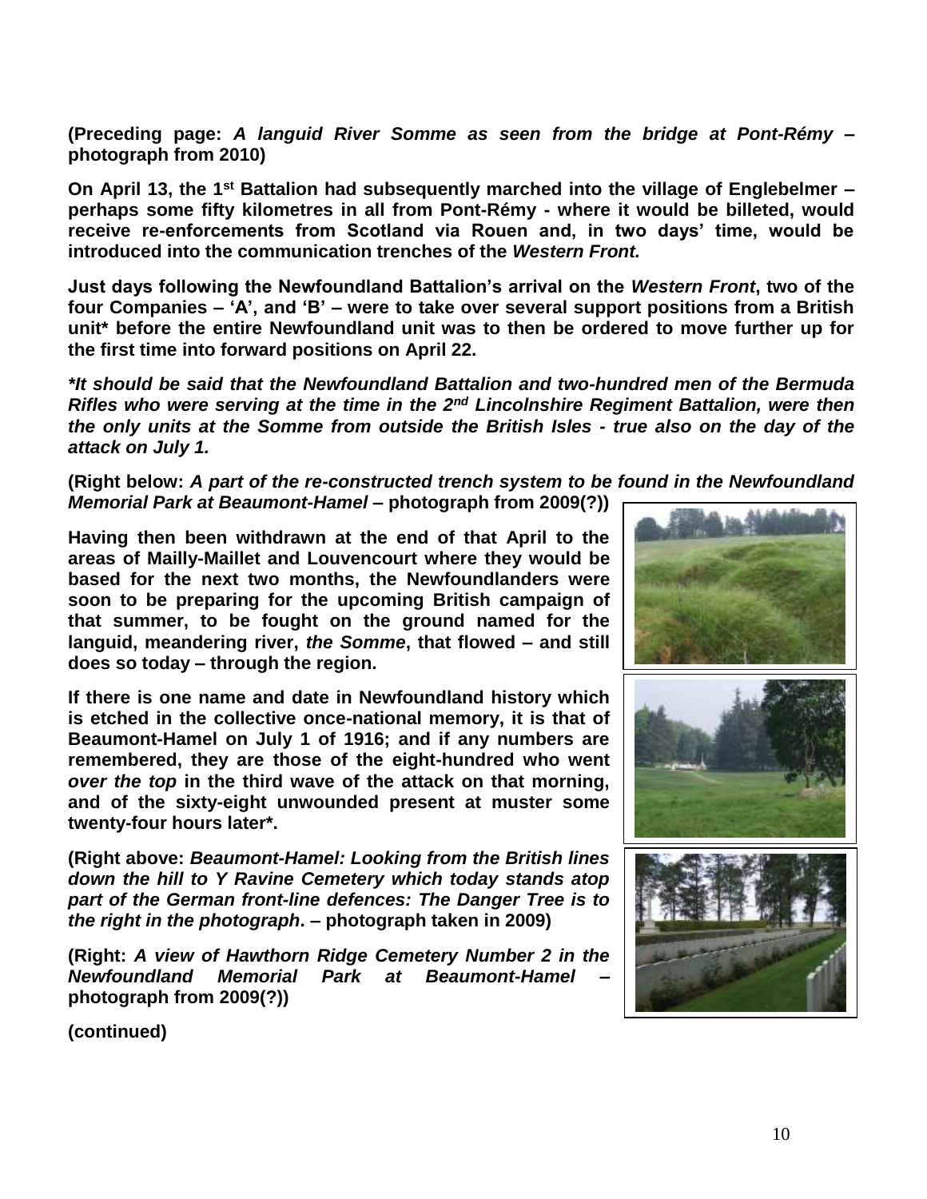**(Preceding page: *A languid River Somme as seen from the bridge at Pont-Rémy* – photograph from 2010)**

**On April 13, the 1st Battalion had subsequently marched into the village of Englebelmer – perhaps some fifty kilometres in all from Pont-Rémy - where it would be billeted, would receive re-enforcements from Scotland via Rouen and, in two days' time, would be introduced into the communication trenches of the *Western Front.***

**Just days following the Newfoundland Battalion's arrival on the *Western Front*, two of the four Companies – 'A', and 'B' – were to take over several support positions from a British unit* before the entire Newfoundland unit was to then be ordered to move further up for the first time into forward positions on April 22.**

***It should be said that the Newfoundland Battalion and two-hundred men of the Bermuda Rifles who were serving at the time in the 2nd Lincolnshire Regiment Battalion, were then the only units at the Somme from outside the British Isles - true also on the day of the attack on July 1.***

**(Right below: *A part of the re-constructed trench system to be found in the Newfoundland Memorial Park at Beaumont-Hamel* – photograph from 2009(?))**

**Having then been withdrawn at the end of that April to the areas of Mailly-Maillet and Louvencourt where they would be based for the next two months, the Newfoundlanders were soon to be preparing for the upcoming British campaign of that summer, to be fought on the ground named for the languid, meandering river, *the Somme*, that flowed – and still does so today – through the region.**

**If there is one name and date in Newfoundland history which is etched in the collective once-national memory, it is that of Beaumont-Hamel on July 1 of 1916; and if any numbers are remembered, they are those of the eight-hundred who went *over the top* in the third wave of the attack on that morning, and of the sixty-eight unwounded present at muster some twenty-four hours later*.**

**(Right above: *Beaumont-Hamel: Looking from the British lines down the hill to Y Ravine Cemetery which today stands atop part of the German front-line defences: The Danger Tree is to the right in the photograph*. – photograph taken in 2009)**

**(Right: *A view of Hawthorn Ridge Cemetery Number 2 in the Newfoundland Memorial Park at Beaumont-Hamel* – photograph from 2009(?))**

**(continued)**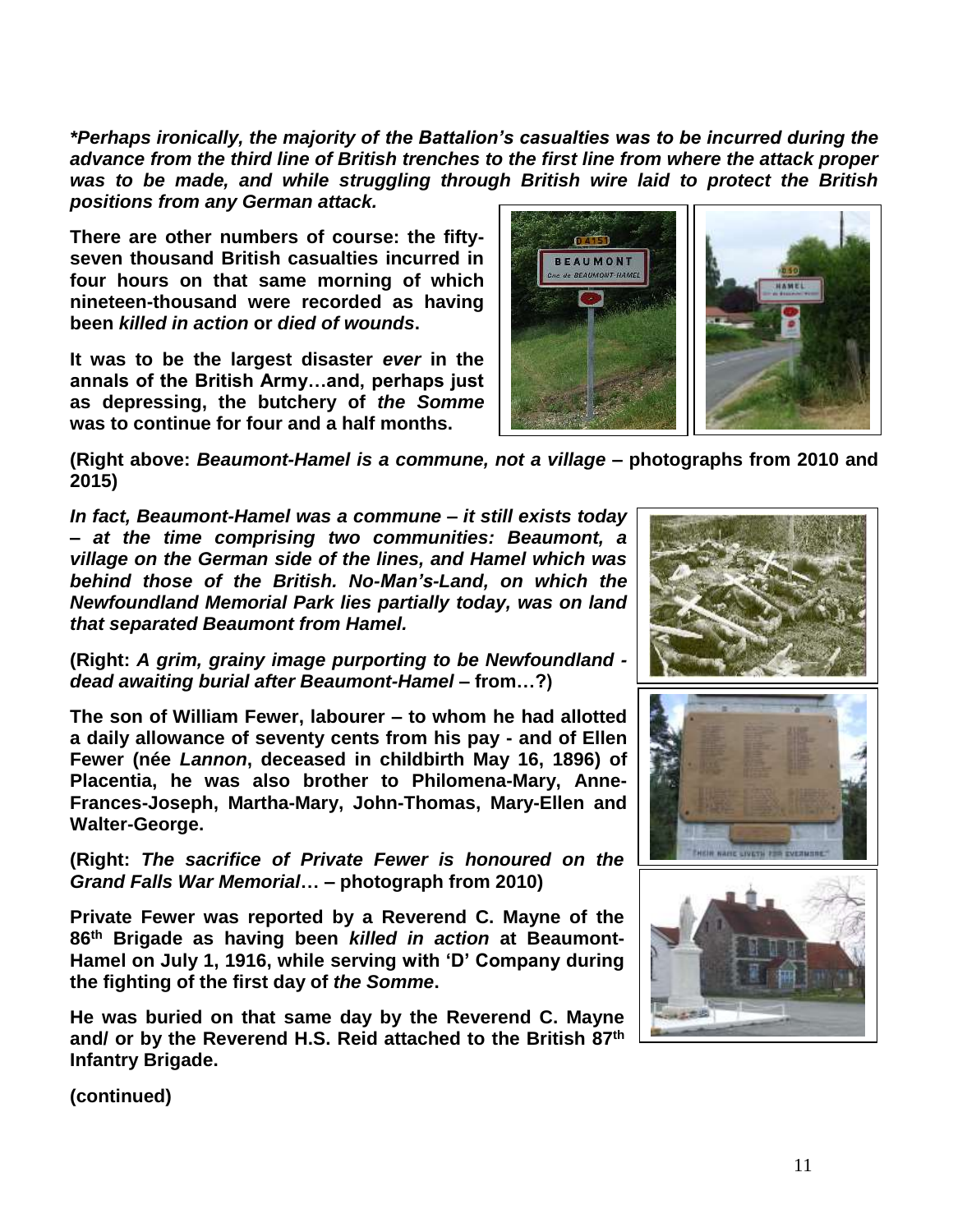***Perhaps ironically, the majority of the Battalion's casualties was to be incurred during the advance from the third line of British trenches to the first line from where the attack proper was to be made, and while struggling through British wire laid to protect the British positions from any German attack.***

**There are other numbers of course: the fifty-seven thousand British casualties incurred in four hours on that same morning of which nineteen-thousand were recorded as having been *killed in action* or *died of wounds*.**

**It was to be the largest disaster *ever* in the annals of the British Army…and, perhaps just as depressing, the butchery of *the Somme* was to continue for four and a half months.**

**(Right above: *Beaumont-Hamel is a commune, not a village* – photographs from 2010 and 2015)**

***In fact, Beaumont-Hamel was a commune – it still exists today – at the time comprising two communities: Beaumont, a village on the German side of the lines, and Hamel which was behind those of the British. No-Man's-Land, on which the Newfoundland Memorial Park lies partially today, was on land that separated Beaumont from Hamel.***

**(Right: *A grim, grainy image purporting to be Newfoundland - dead awaiting burial after Beaumont-Hamel* – from…?)**

**The son of William Fewer, labourer – to whom he had allotted a daily allowance of seventy cents from his pay - and of Ellen Fewer (née *Lannon*, deceased in childbirth May 16, 1896) of Placentia, he was also brother to Philomena-Mary, Anne-Frances-Joseph, Martha-Mary, John-Thomas, Mary-Ellen and Walter-George.**

**(Right: *The sacrifice of Private Fewer is honoured on the Grand Falls War Memorial*… – photograph from 2010)**

**Private Fewer was reported by a Reverend C. Mayne of the 86th Brigade as having been *killed in action* at Beaumont-Hamel on July 1, 1916, while serving with 'D' Company during the fighting of the first day of *the Somme*.**

**He was buried on that same day by the Reverend C. Mayne and/ or by the Reverend H.S. Reid attached to the British 87th Infantry Brigade.**

**(continued)**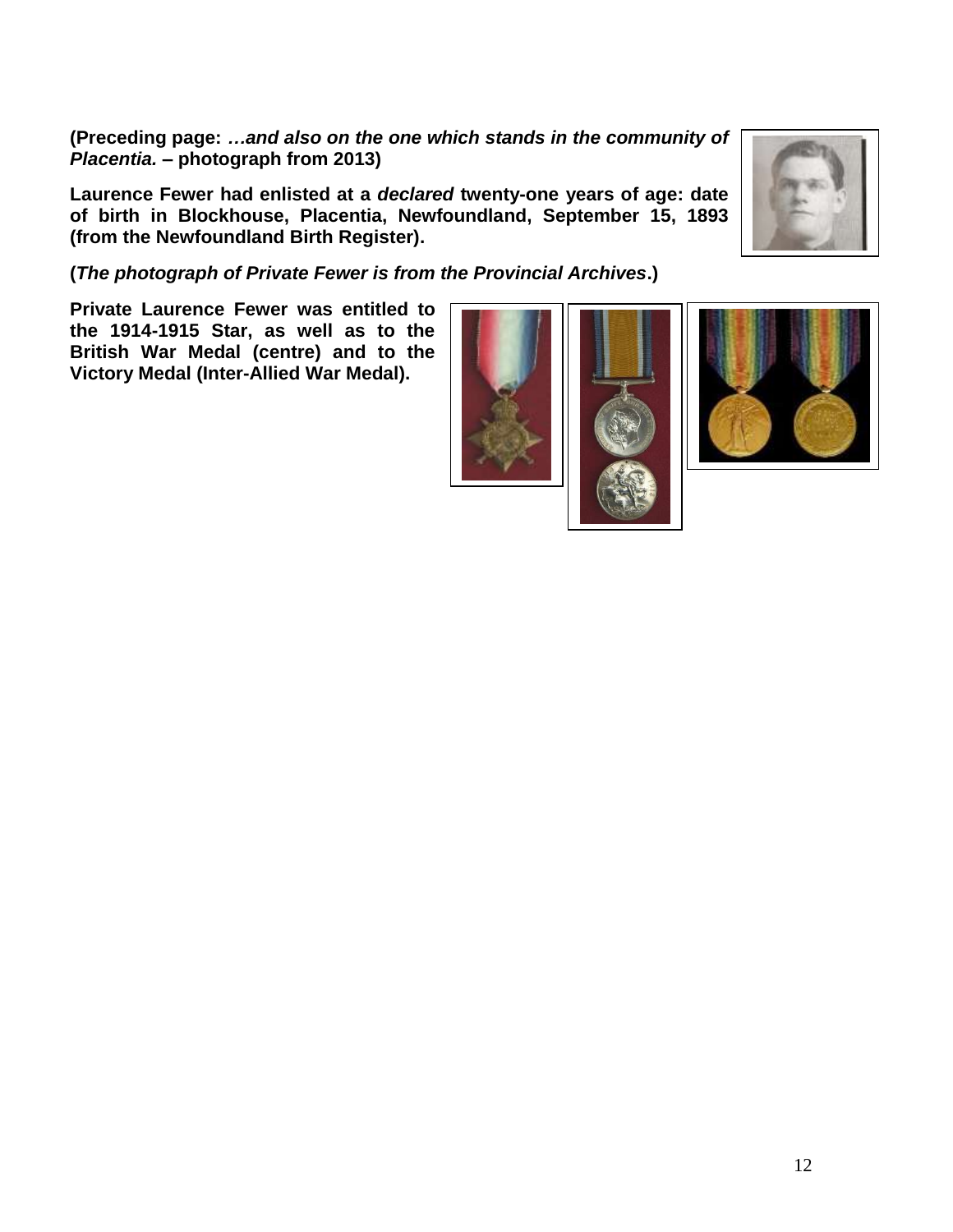**(Preceding page: *…and also on the one which stands in the community of Placentia.* – photograph from 2013)**

**Laurence Fewer had enlisted at a *declared* twenty-one years of age: date of birth in Blockhouse, Placentia, Newfoundland, September 15, 1893 (from the Newfoundland Birth Register).**

**(*The photograph of Private Fewer is from the Provincial Archives*.)**

**Private Laurence Fewer was entitled to the 1914-1915 Star, as well as to the British War Medal (centre) and to the Victory Medal (Inter-Allied War Medal).**